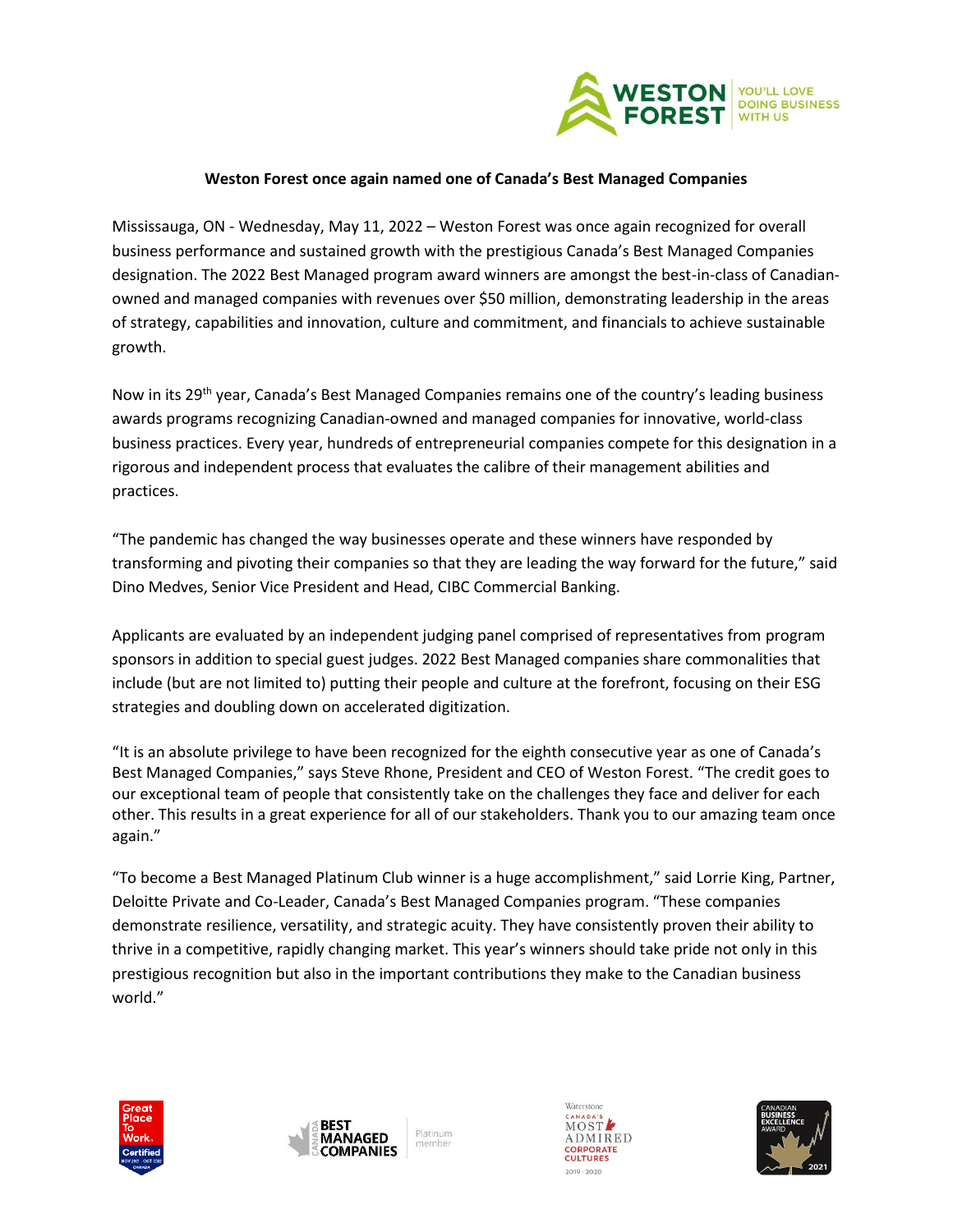**Weston Forest once again named one of Canada's Best Managed Companies**

Mississauga, ON - Wednesday, May 11, 2022 – Weston Forest was once again recognized for overall business performance and sustained growth with the prestigious Canada's Best Managed Companies designation. The 2022 Best Managed program award winners are amongst the best-in-class of Canadian-owned and managed companies with revenues over $50 million, demonstrating leadership in the areas of strategy, capabilities and innovation, culture and commitment, and financials to achieve sustainable growth.

Now in its 29th year, Canada's Best Managed Companies remains one of the country's leading business awards programs recognizing Canadian-owned and managed companies for innovative, world-class business practices. Every year, hundreds of entrepreneurial companies compete for this designation in a rigorous and independent process that evaluates the calibre of their management abilities and practices.

"The pandemic has changed the way businesses operate and these winners have responded by transforming and pivoting their companies so that they are leading the way forward for the future," said Dino Medves, Senior Vice President and Head, CIBC Commercial Banking.

Applicants are evaluated by an independent judging panel comprised of representatives from program sponsors in addition to special guest judges. 2022 Best Managed companies share commonalities that include (but are not limited to) putting their people and culture at the forefront, focusing on their ESG strategies and doubling down on accelerated digitization.

"It is an absolute privilege to have been recognized for the eighth consecutive year as one of Canada's Best Managed Companies," says Steve Rhone, President and CEO of Weston Forest. "The credit goes to our exceptional team of people that consistently take on the challenges they face and deliver for each other. This results in a great experience for all of our stakeholders. Thank you to our amazing team once again."

"To become a Best Managed Platinum Club winner is a huge accomplishment," said Lorrie King, Partner, Deloitte Private and Co-Leader, Canada's Best Managed Companies program. "These companies demonstrate resilience, versatility, and strategic acuity. They have consistently proven their ability to thrive in a competitive, rapidly changing market. This year's winners should take pride not only in this prestigious recognition but also in the important contributions they make to the Canadian business world."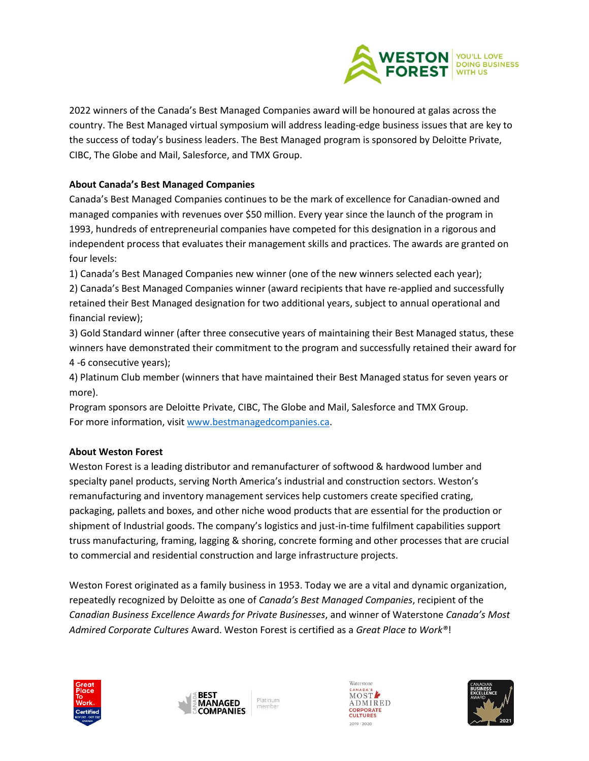2022 winners of the Canada's Best Managed Companies award will be honoured at galas across the country. The Best Managed virtual symposium will address leading-edge business issues that are key to the success of today's business leaders. The Best Managed program is sponsored by Deloitte Private, CIBC, The Globe and Mail, Salesforce, and TMX Group.

**About Canada's Best Managed Companies**

Canada's Best Managed Companies continues to be the mark of excellence for Canadian-owned and managed companies with revenues over $50 million. Every year since the launch of the program in 1993, hundreds of entrepreneurial companies have competed for this designation in a rigorous and independent process that evaluates their management skills and practices. The awards are granted on four levels:

1) Canada's Best Managed Companies new winner (one of the new winners selected each year);
2) Canada's Best Managed Companies winner (award recipients that have re-applied and successfully retained their Best Managed designation for two additional years, subject to annual operational and financial review);
3) Gold Standard winner (after three consecutive years of maintaining their Best Managed status, these winners have demonstrated their commitment to the program and successfully retained their award for 4 -6 consecutive years);
4) Platinum Club member (winners that have maintained their Best Managed status for seven years or more).

Program sponsors are Deloitte Private, CIBC, The Globe and Mail, Salesforce and TMX Group.
For more information, visit [www.bestmanagedcompanies.ca](http://www.bestmanagedcompanies.ca).

**About Weston Forest**

Weston Forest is a leading distributor and remanufacturer of softwood & hardwood lumber and specialty panel products, serving North America's industrial and construction sectors. Weston's remanufacturing and inventory management services help customers create specified crating, packaging, pallets and boxes, and other niche wood products that are essential for the production or shipment of Industrial goods. The company's logistics and just-in-time fulfilment capabilities support truss manufacturing, framing, lagging & shoring, concrete forming and other processes that are crucial to commercial and residential construction and large infrastructure projects.

Weston Forest originated as a family business in 1953. Today we are a vital and dynamic organization, repeatedly recognized by Deloitte as one of *Canada's Best Managed Companies*, recipient of the *Canadian Business Excellence Awards for Private Businesses*, and winner of Waterstone *Canada's Most Admired Corporate Cultures* Award. Weston Forest is certified as a *Great Place to Work®*!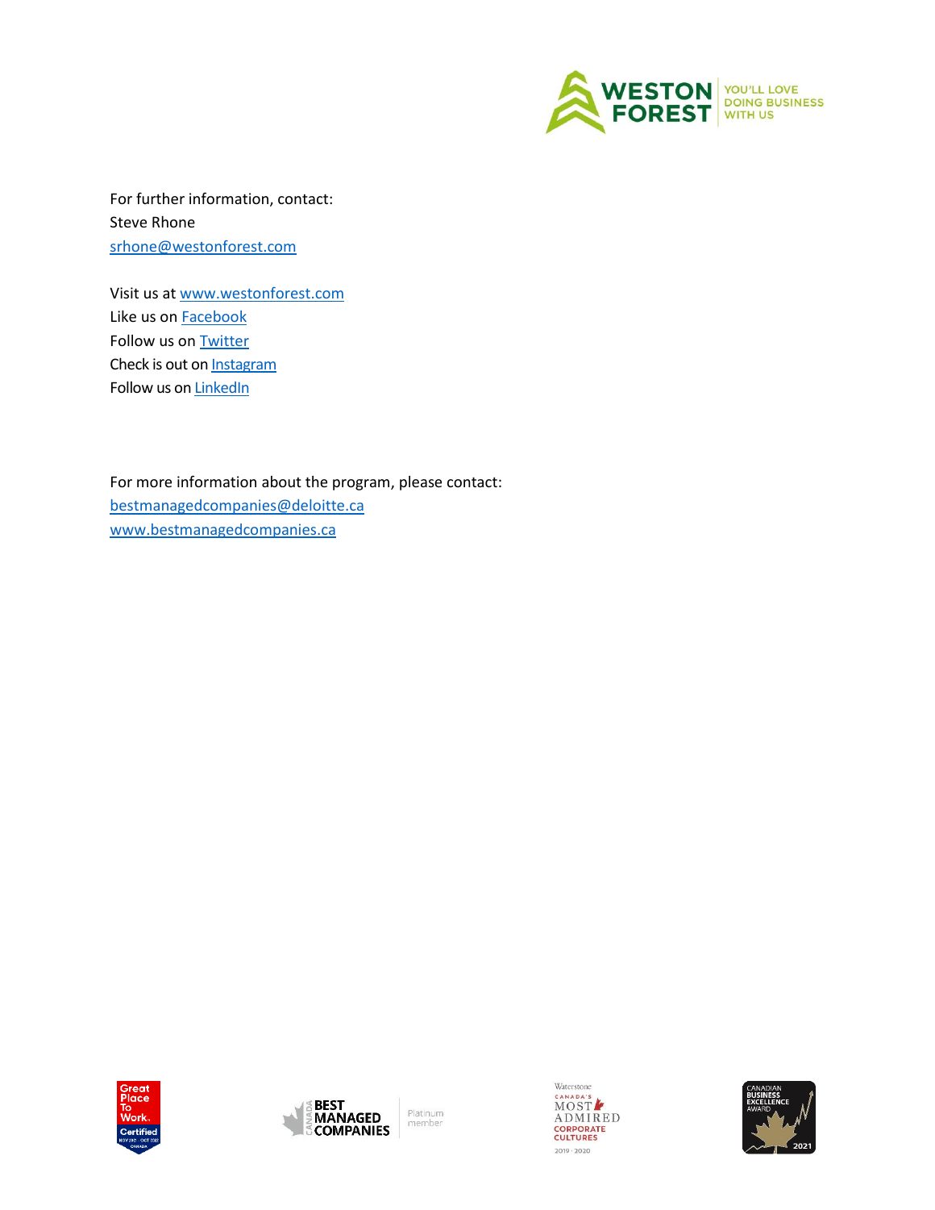For further information, contact:
Steve Rhone
srhone@westonforest.com

Visit us at www.westonforest.com
Like us on Facebook
Follow us on Twitter
Check is out on Instagram
Follow us on LinkedIn

For more information about the program, please contact:
bestmanagedcompanies@deloitte.ca
www.bestmanagedcompanies.ca